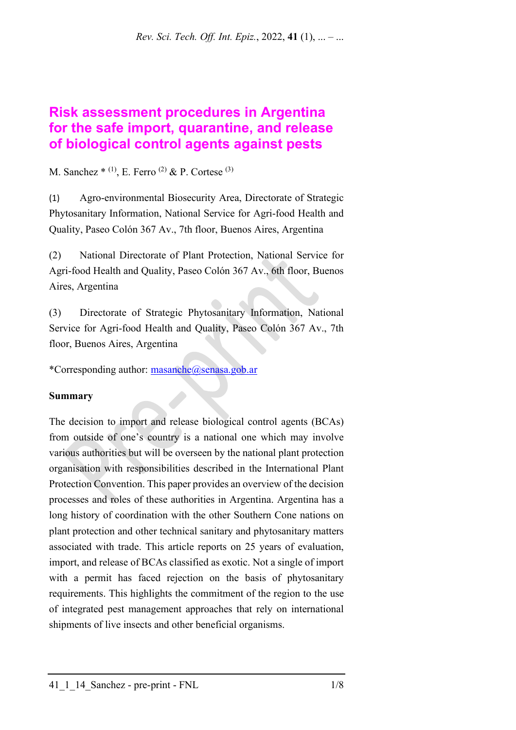# Risk assessment procedures in Argentina for the safe import, quarantine, and release of biological control agents against pests

M. Sanchez * [1], E. Ferro [2] & P. Cortese [3]

(1) Agro-environmental Biosecurity Area, Directorate of Strategic Phytosanitary Information, National Service for Agri-food Health and Quality, Paseo Colón 367 Av., 7th floor, Buenos Aires, Argentina

(2) National Directorate of Plant Protection, National Service for Agri-food Health and Quality, Paseo Colón 367 Av., 6th floor, Buenos Aires, Argentina

(3) Directorate of Strategic Phytosanitary Information, National Service for Agri-food Health and Quality, Paseo Colón 367 Av., 7th floor, Buenos Aires, Argentina

*Corresponding author: masanche@senasa.gob.ar

**Summary**

The decision to import and release biological control agents (BCAs) from outside of one's country is a national one which may involve various authorities but will be overseen by the national plant protection organisation with responsibilities described in the International Plant Protection Convention. This paper provides an overview of the decision processes and roles of these authorities in Argentina. Argentina has a long history of coordination with the other Southern Cone nations on plant protection and other technical sanitary and phytosanitary matters associated with trade. This article reports on 25 years of evaluation, import, and release of BCAs classified as exotic. Not a single of import with a permit has faced rejection on the basis of phytosanitary requirements. This highlights the commitment of the region to the use of integrated pest management approaches that rely on international shipments of live insects and other beneficial organisms.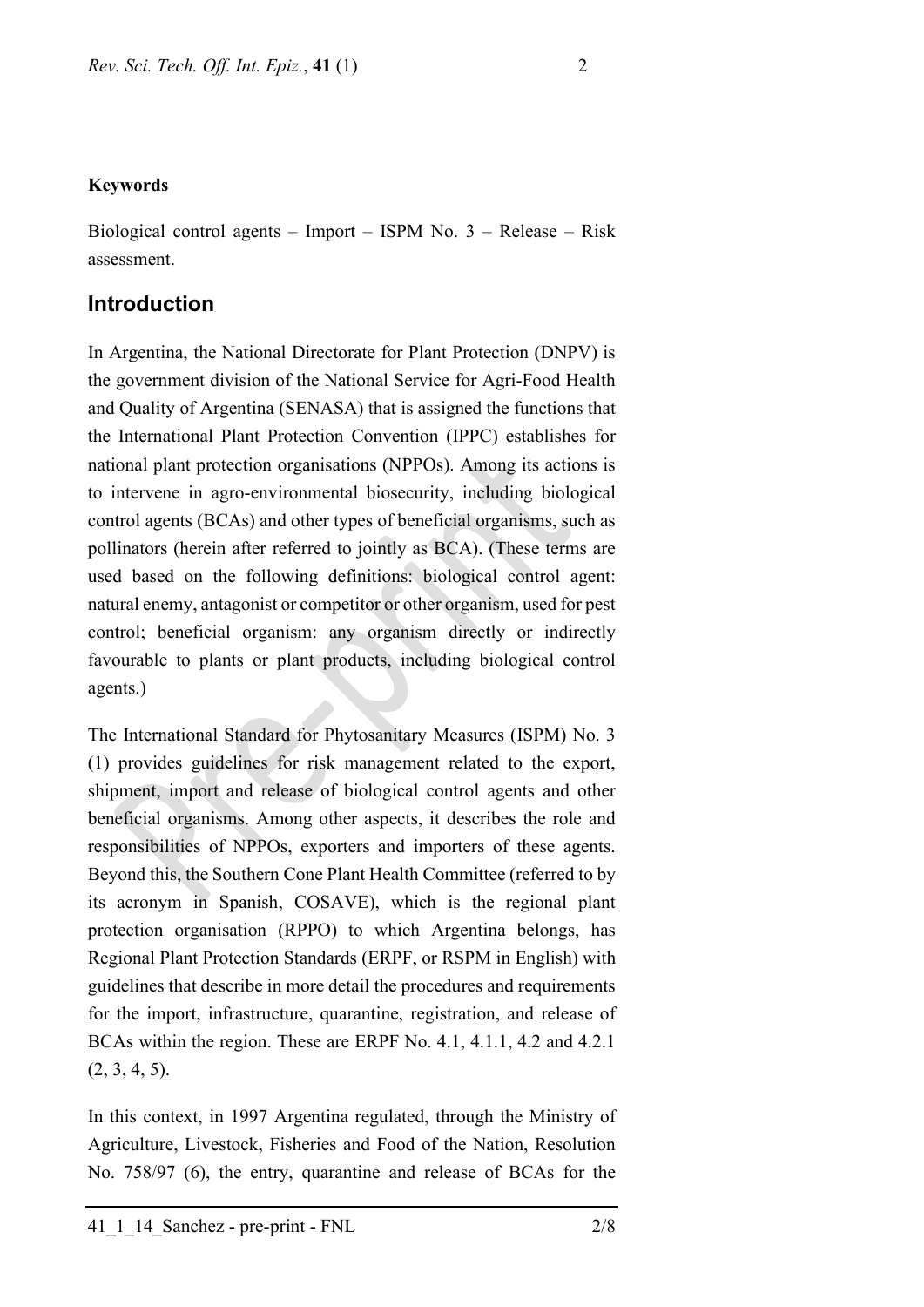**Keywords**

Biological control agents – Import – ISPM No. 3 – Release – Risk assessment.

## Introduction

In Argentina, the National Directorate for Plant Protection (DNPV) is the government division of the National Service for Agri-Food Health and Quality of Argentina (SENASA) that is assigned the functions that the International Plant Protection Convention (IPPC) establishes for national plant protection organisations (NPPOs). Among its actions is to intervene in agro-environmental biosecurity, including biological control agents (BCAs) and other types of beneficial organisms, such as pollinators (herein after referred to jointly as BCA). (These terms are used based on the following definitions: biological control agent: natural enemy, antagonist or competitor or other organism, used for pest control; beneficial organism: any organism directly or indirectly favourable to plants or plant products, including biological control agents.)

The International Standard for Phytosanitary Measures (ISPM) No. 3 (1) provides guidelines for risk management related to the export, shipment, import and release of biological control agents and other beneficial organisms. Among other aspects, it describes the role and responsibilities of NPPOs, exporters and importers of these agents. Beyond this, the Southern Cone Plant Health Committee (referred to by its acronym in Spanish, COSAVE), which is the regional plant protection organisation (RPPO) to which Argentina belongs, has Regional Plant Protection Standards (ERPF, or RSPM in English) with guidelines that describe in more detail the procedures and requirements for the import, infrastructure, quarantine, registration, and release of BCAs within the region. These are ERPF No. 4.1, 4.1.1, 4.2 and 4.2.1 (2, 3, 4, 5).

In this context, in 1997 Argentina regulated, through the Ministry of Agriculture, Livestock, Fisheries and Food of the Nation, Resolution No. 758/97 (6), the entry, quarantine and release of BCAs for the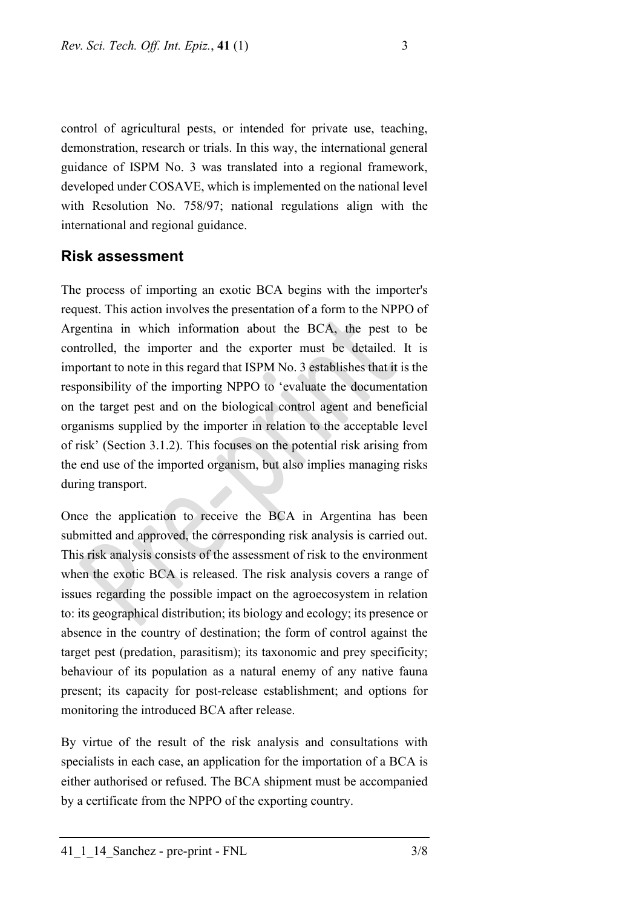control of agricultural pests, or intended for private use, teaching, demonstration, research or trials. In this way, the international general guidance of ISPM No. 3 was translated into a regional framework, developed under COSAVE, which is implemented on the national level with Resolution No. 758/97; national regulations align with the international and regional guidance.

## Risk assessment

The process of importing an exotic BCA begins with the importer's request. This action involves the presentation of a form to the NPPO of Argentina in which information about the BCA, the pest to be controlled, the importer and the exporter must be detailed. It is important to note in this regard that ISPM No. 3 establishes that it is the responsibility of the importing NPPO to 'evaluate the documentation on the target pest and on the biological control agent and beneficial organisms supplied by the importer in relation to the acceptable level of risk' (Section 3.1.2). This focuses on the potential risk arising from the end use of the imported organism, but also implies managing risks during transport.

Once the application to receive the BCA in Argentina has been submitted and approved, the corresponding risk analysis is carried out. This risk analysis consists of the assessment of risk to the environment when the exotic BCA is released. The risk analysis covers a range of issues regarding the possible impact on the agroecosystem in relation to: its geographical distribution; its biology and ecology; its presence or absence in the country of destination; the form of control against the target pest (predation, parasitism); its taxonomic and prey specificity; behaviour of its population as a natural enemy of any native fauna present; its capacity for post-release establishment; and options for monitoring the introduced BCA after release.

By virtue of the result of the risk analysis and consultations with specialists in each case, an application for the importation of a BCA is either authorised or refused. The BCA shipment must be accompanied by a certificate from the NPPO of the exporting country.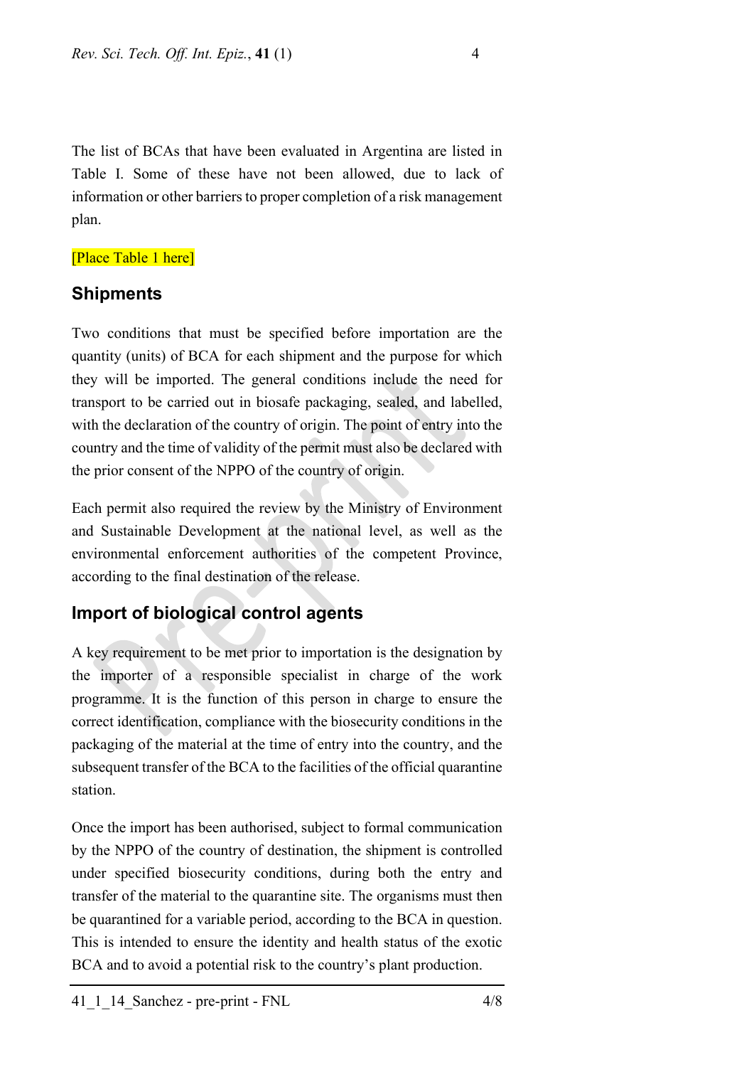The list of BCAs that have been evaluated in Argentina are listed in Table I. Some of these have not been allowed, due to lack of information or other barriers to proper completion of a risk management plan.

[Place Table 1 here]

## Shipments

Two conditions that must be specified before importation are the quantity (units) of BCA for each shipment and the purpose for which they will be imported. The general conditions include the need for transport to be carried out in biosafe packaging, sealed, and labelled, with the declaration of the country of origin. The point of entry into the country and the time of validity of the permit must also be declared with the prior consent of the NPPO of the country of origin.

Each permit also required the review by the Ministry of Environment and Sustainable Development at the national level, as well as the environmental enforcement authorities of the competent Province, according to the final destination of the release.

## Import of biological control agents

A key requirement to be met prior to importation is the designation by the importer of a responsible specialist in charge of the work programme. It is the function of this person in charge to ensure the correct identification, compliance with the biosecurity conditions in the packaging of the material at the time of entry into the country, and the subsequent transfer of the BCA to the facilities of the official quarantine station.

Once the import has been authorised, subject to formal communication by the NPPO of the country of destination, the shipment is controlled under specified biosecurity conditions, during both the entry and transfer of the material to the quarantine site. The organisms must then be quarantined for a variable period, according to the BCA in question. This is intended to ensure the identity and health status of the exotic BCA and to avoid a potential risk to the country's plant production.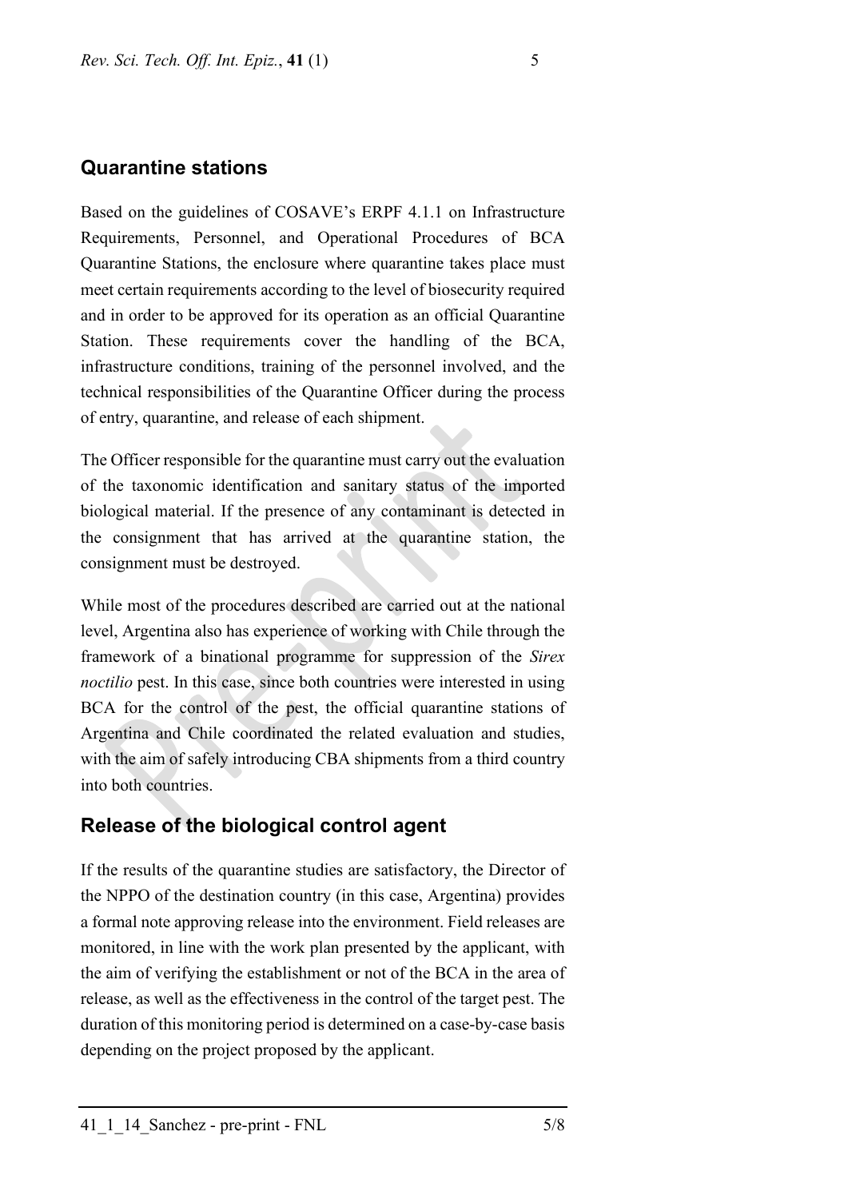## Quarantine stations

Based on the guidelines of COSAVE's ERPF 4.1.1 on Infrastructure Requirements, Personnel, and Operational Procedures of BCA Quarantine Stations, the enclosure where quarantine takes place must meet certain requirements according to the level of biosecurity required and in order to be approved for its operation as an official Quarantine Station. These requirements cover the handling of the BCA, infrastructure conditions, training of the personnel involved, and the technical responsibilities of the Quarantine Officer during the process of entry, quarantine, and release of each shipment.

The Officer responsible for the quarantine must carry out the evaluation of the taxonomic identification and sanitary status of the imported biological material. If the presence of any contaminant is detected in the consignment that has arrived at the quarantine station, the consignment must be destroyed.

While most of the procedures described are carried out at the national level, Argentina also has experience of working with Chile through the framework of a binational programme for suppression of the *Sirex noctilio* pest. In this case, since both countries were interested in using BCA for the control of the pest, the official quarantine stations of Argentina and Chile coordinated the related evaluation and studies, with the aim of safely introducing CBA shipments from a third country into both countries.

## Release of the biological control agent

If the results of the quarantine studies are satisfactory, the Director of the NPPO of the destination country (in this case, Argentina) provides a formal note approving release into the environment. Field releases are monitored, in line with the work plan presented by the applicant, with the aim of verifying the establishment or not of the BCA in the area of release, as well as the effectiveness in the control of the target pest. The duration of this monitoring period is determined on a case-by-case basis depending on the project proposed by the applicant.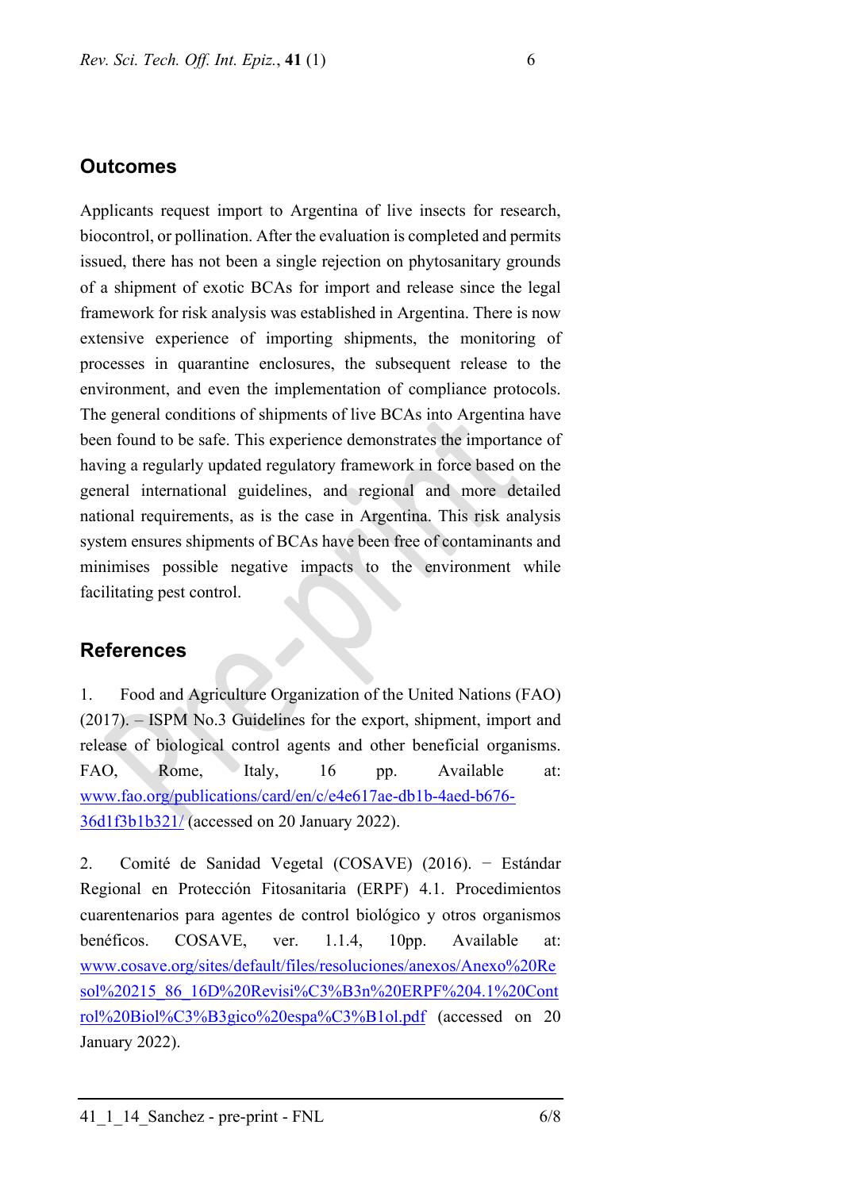## Outcomes

Applicants request import to Argentina of live insects for research, biocontrol, or pollination. After the evaluation is completed and permits issued, there has not been a single rejection on phytosanitary grounds of a shipment of exotic BCAs for import and release since the legal framework for risk analysis was established in Argentina. There is now extensive experience of importing shipments, the monitoring of processes in quarantine enclosures, the subsequent release to the environment, and even the implementation of compliance protocols. The general conditions of shipments of live BCAs into Argentina have been found to be safe. This experience demonstrates the importance of having a regularly updated regulatory framework in force based on the general international guidelines, and regional and more detailed national requirements, as is the case in Argentina. This risk analysis system ensures shipments of BCAs have been free of contaminants and minimises possible negative impacts to the environment while facilitating pest control.

## References

1. Food and Agriculture Organization of the United Nations (FAO) (2017). – ISPM No.3 Guidelines for the export, shipment, import and release of biological control agents and other beneficial organisms. FAO, Rome, Italy, 16 pp. Available at: www.fao.org/publications/card/en/c/e4e617ae-db1b-4aed-b676-36d1f3b1b321/ (accessed on 20 January 2022).

2. Comité de Sanidad Vegetal (COSAVE) (2016). − Estándar Regional en Protección Fitosanitaria (ERPF) 4.1. Procedimientos cuarentenarios para agentes de control biológico y otros organismos benéficos. COSAVE, ver. 1.1.4, 10pp. Available at: www.cosave.org/sites/default/files/resoluciones/anexos/Anexo%20Resol%20215_86_16D%20Revisi%C3%B3n%20ERPF%204.1%20Control%20Biol%C3%B3gico%20espa%C3%B1ol.pdf (accessed on 20 January 2022).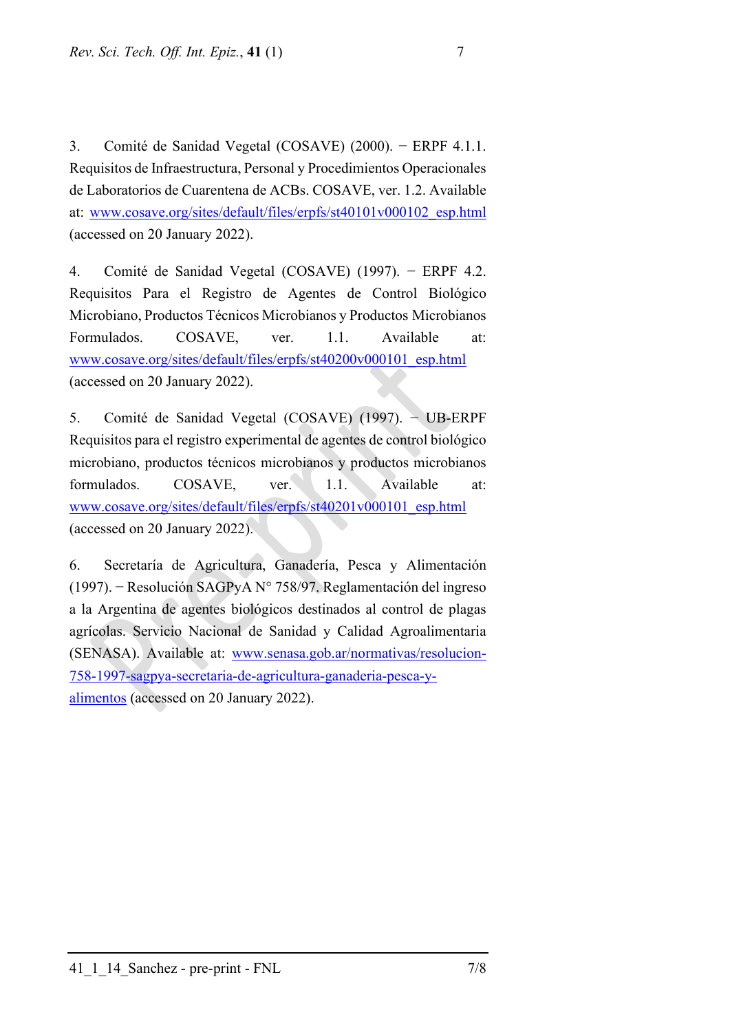3. Comité de Sanidad Vegetal (COSAVE) (2000). − ERPF 4.1.1. Requisitos de Infraestructura, Personal y Procedimientos Operacionales de Laboratorios de Cuarentena de ACBs. COSAVE, ver. 1.2. Available at: www.cosave.org/sites/default/files/erpfs/st40101v000102_esp.html (accessed on 20 January 2022).

4. Comité de Sanidad Vegetal (COSAVE) (1997). − ERPF 4.2. Requisitos Para el Registro de Agentes de Control Biológico Microbiano, Productos Técnicos Microbianos y Productos Microbianos Formulados. COSAVE, ver. 1.1. Available at: www.cosave.org/sites/default/files/erpfs/st40200v000101_esp.html (accessed on 20 January 2022).

5. Comité de Sanidad Vegetal (COSAVE) (1997). − UB-ERPF Requisitos para el registro experimental de agentes de control biológico microbiano, productos técnicos microbianos y productos microbianos formulados. COSAVE, ver. 1.1. Available at: www.cosave.org/sites/default/files/erpfs/st40201v000101_esp.html (accessed on 20 January 2022).

6. Secretaría de Agricultura, Ganadería, Pesca y Alimentación (1997). − Resolución SAGPyA N° 758/97. Reglamentación del ingreso a la Argentina de agentes biológicos destinados al control de plagas agrícolas. Servicio Nacional de Sanidad y Calidad Agroalimentaria (SENASA). Available at: www.senasa.gob.ar/normativas/resolucion-758-1997-sagpya-secretaria-de-agricultura-ganaderia-pesca-y-alimentos (accessed on 20 January 2022).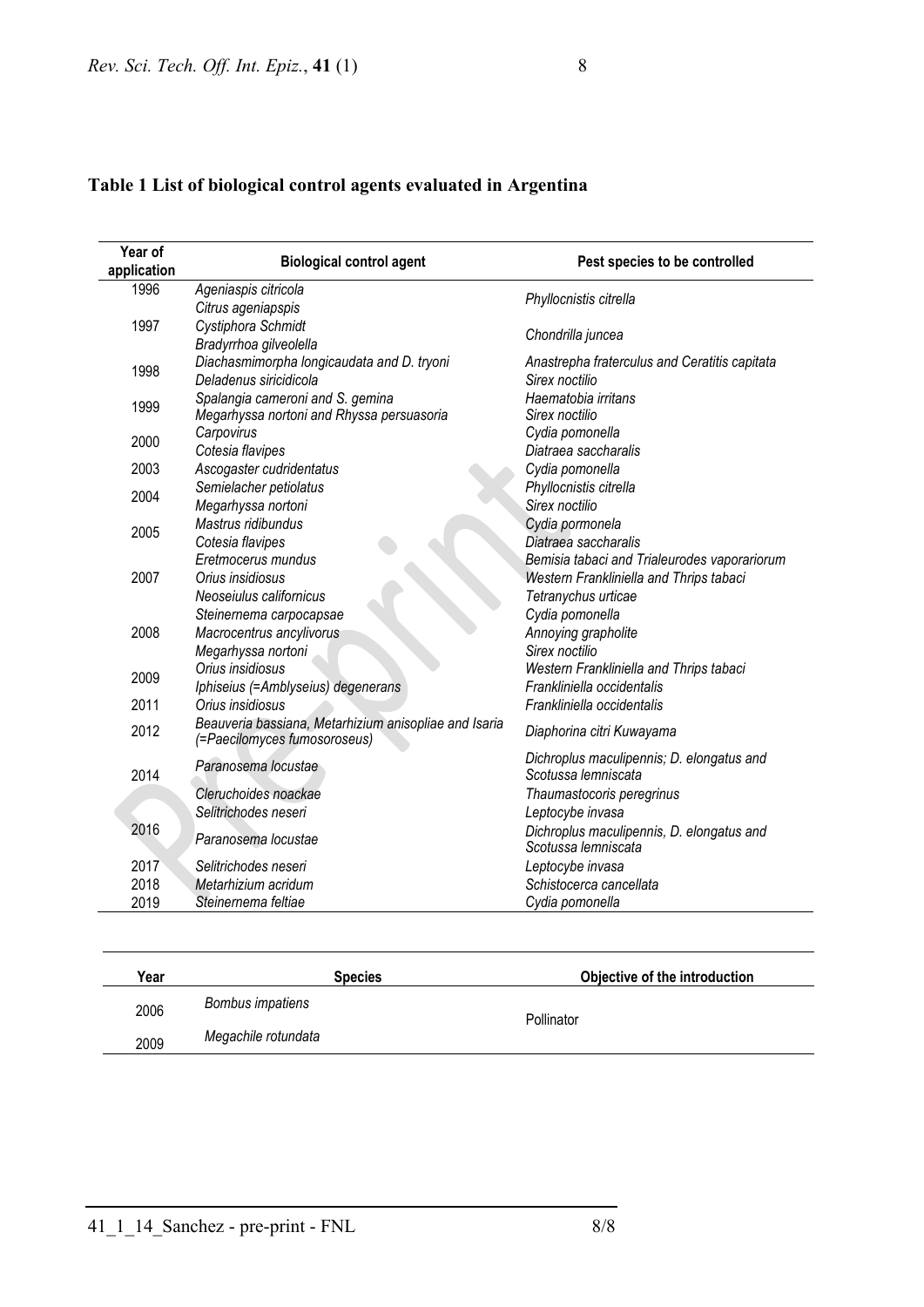**Table 1 List of biological control agents evaluated in Argentina**

| Year of application | Biological control agent | Pest species to be controlled |
|---|---|---|
| 1996 | *Ageniaspis citricola* | *Phyllocnistis citrella* |
| | *Citrus ageniapspis* | |
| 1997 | *Cystiphora Schmidt* | *Chondrilla juncea* |
| | *Bradyrrhoa gilveolella* | |
| 1998 | *Diachasmimorpha longicaudata and D. tryoni* | *Anastrepha fraterculus and Ceratitis capitata* |
| | *Deladenus siricidicola* | *Sirex noctilio* |
| 1999 | *Spalangia cameroni and S. gemina* | *Haematobia irritans* |
| | *Megarhyssa nortoni and Rhyssa persuasoria* | *Sirex noctilio* |
| 2000 | *Carpovirus* | *Cydia pomonella* |
| | *Cotesia flavipes* | *Diatraea saccharalis* |
| 2003 | *Ascogaster cudridentatus* | *Cydia pomonella* |
| 2004 | *Semielacher petiolatus* | *Phyllocnistis citrella* |
| | *Megarhyssa nortoni* | *Sirex noctilio* |
| 2005 | *Mastrus ridibundus* | *Cydia pormonela* |
| | *Cotesia flavipes* | *Diatraea saccharalis* |
| 2007 | *Eretmocerus mundus* | *Bemisia tabaci and Trialeurodes vaporariorum* |
| | *Orius insidiosus* | *Western Frankliniella and Thrips tabaci* |
| | *Neoseiulus californicus* | *Tetranychus urticae* |
| 2008 | *Steinernema carpocapsae* | *Cydia pomonella* |
| | *Macrocentrus ancylivorus* | *Annoying grapholite* |
| | *Megarhyssa nortoni* | *Sirex noctilio* |
| 2009 | *Orius insidiosus* | *Western Frankliniella and Thrips tabaci* |
| | *Iphiseius (=Amblyseius) degenerans* | *Frankliniella occidentalis* |
| 2011 | *Orius insidiosus* | *Frankliniella occidentalis* |
| 2012 | *Beauveria bassiana, Metarhizium anisopliae and Isaria (=Paecilomyces fumosoroseus)* | *Diaphorina citri Kuwayama* |
| 2014 | *Paranosema locustae* | *Dichroplus maculipennis; D. elongatus and Scotussa lemniscata* |
| | *Cleruchoides noackae* | *Thaumastocoris peregrinus* |
| 2016 | *Selitrichodes neseri* | *Leptocybe invasa* |
| | *Paranosema locustae* | *Dichroplus maculipennis, D. elongatus and Scotussa lemniscata* |
| 2017 | *Selitrichodes neseri* | *Leptocybe invasa* |
| 2018 | *Metarhizium acridum* | *Schistocerca cancellata* |
| 2019 | *Steinernema feltiae* | *Cydia pomonella* |

| Year | Species | Objective of the introduction |
|---|---|---|
| 2006 | *Bombus impatiens* | Pollinator |
| 2009 | *Megachile rotundata* | |